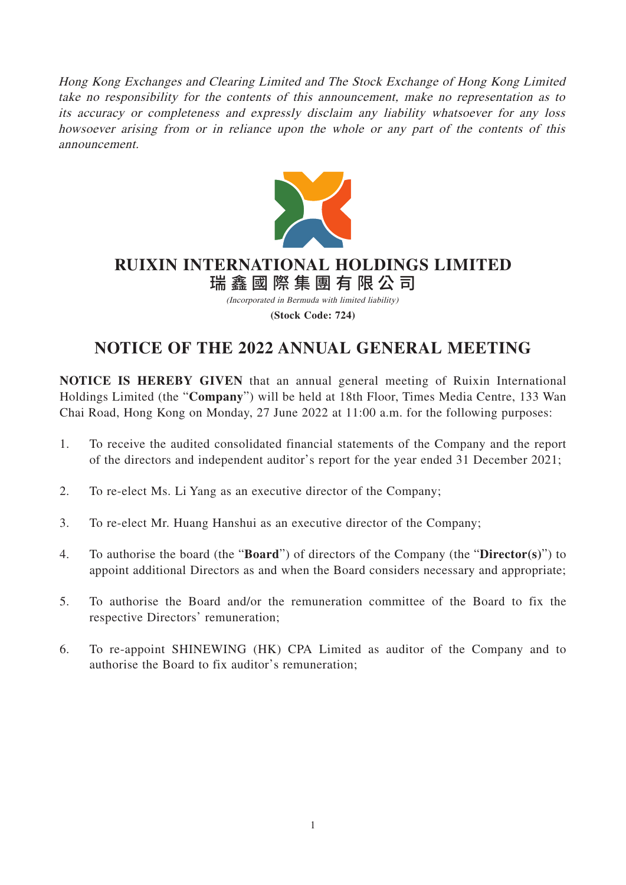*Hong Kong Exchanges and Clearing Limited and The Stock Exchange of Hong Kong Limited take no responsibility for the contents of this announcement, make no representation as to its accuracy or completeness and expressly disclaim any liability whatsoever for any loss howsoever arising from or in reliance upon the whole or any part of the contents of this announcement.*

**RUIXIN INTERNATIONAL HOLDINGS LIMITED**
**瑞鑫國際集團有限公司**

*(Incorporated in Bermuda with limited liability)*

**(Stock Code: 724)**

# NOTICE OF THE 2022 ANNUAL GENERAL MEETING

**NOTICE IS HEREBY GIVEN** that an annual general meeting of Ruixin International Holdings Limited (the "**Company**") will be held at 18th Floor, Times Media Centre, 133 Wan Chai Road, Hong Kong on Monday, 27 June 2022 at 11:00 a.m. for the following purposes:

1. To receive the audited consolidated financial statements of the Company and the report of the directors and independent auditor's report for the year ended 31 December 2021;

2. To re-elect Ms. Li Yang as an executive director of the Company;

3. To re-elect Mr. Huang Hanshui as an executive director of the Company;

4. To authorise the board (the "**Board**") of directors of the Company (the "**Director(s)**") to appoint additional Directors as and when the Board considers necessary and appropriate;

5. To authorise the Board and/or the remuneration committee of the Board to fix the respective Directors' remuneration;

6. To re-appoint SHINEWING (HK) CPA Limited as auditor of the Company and to authorise the Board to fix auditor's remuneration;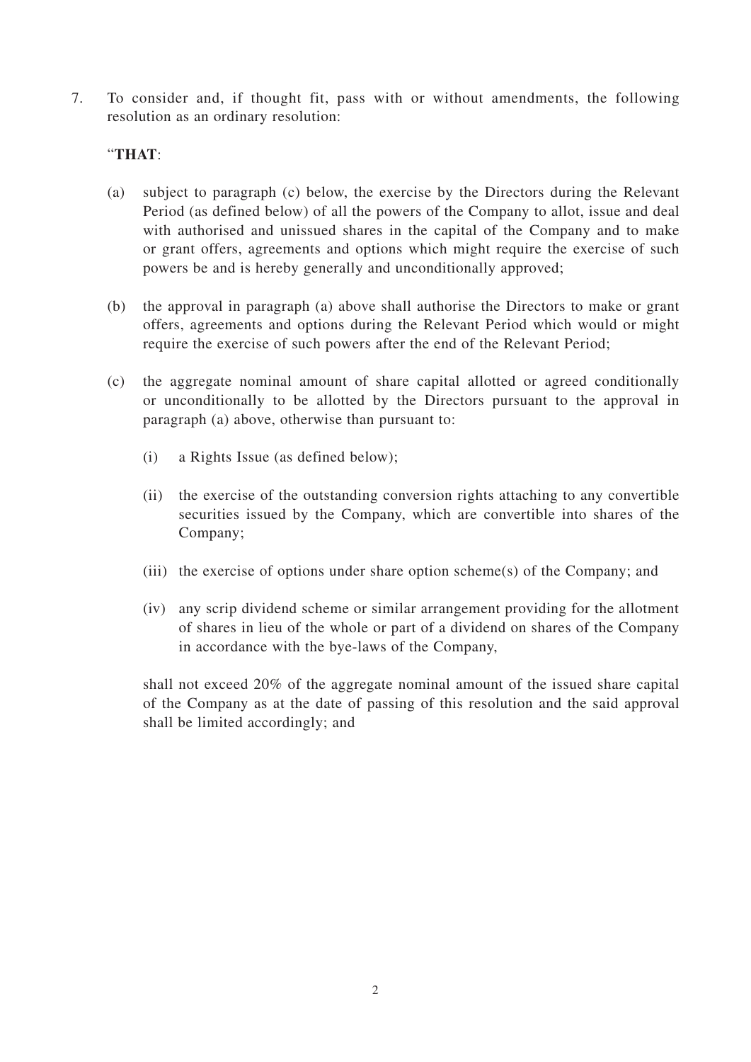7. To consider and, if thought fit, pass with or without amendments, the following resolution as an ordinary resolution:

"**THAT**:

(a) subject to paragraph (c) below, the exercise by the Directors during the Relevant Period (as defined below) of all the powers of the Company to allot, issue and deal with authorised and unissued shares in the capital of the Company and to make or grant offers, agreements and options which might require the exercise of such powers be and is hereby generally and unconditionally approved;

(b) the approval in paragraph (a) above shall authorise the Directors to make or grant offers, agreements and options during the Relevant Period which would or might require the exercise of such powers after the end of the Relevant Period;

(c) the aggregate nominal amount of share capital allotted or agreed conditionally or unconditionally to be allotted by the Directors pursuant to the approval in paragraph (a) above, otherwise than pursuant to:

   (i) a Rights Issue (as defined below);

   (ii) the exercise of the outstanding conversion rights attaching to any convertible securities issued by the Company, which are convertible into shares of the Company;

   (iii) the exercise of options under share option scheme(s) of the Company; and

   (iv) any scrip dividend scheme or similar arrangement providing for the allotment of shares in lieu of the whole or part of a dividend on shares of the Company in accordance with the bye-laws of the Company,

   shall not exceed 20% of the aggregate nominal amount of the issued share capital of the Company as at the date of passing of this resolution and the said approval shall be limited accordingly; and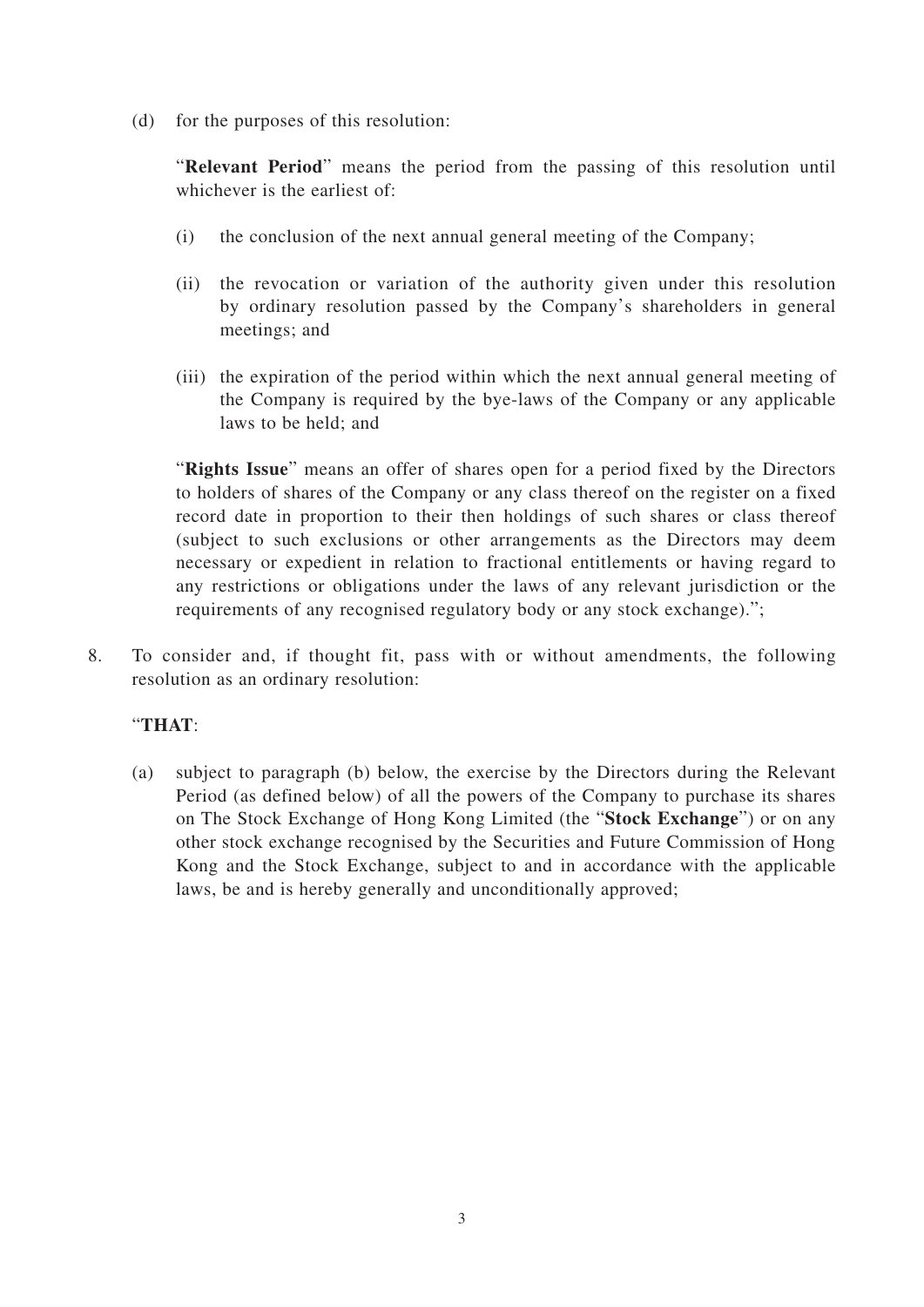(d) for the purposes of this resolution:

"**Relevant Period**" means the period from the passing of this resolution until whichever is the earliest of:

(i) the conclusion of the next annual general meeting of the Company;

(ii) the revocation or variation of the authority given under this resolution by ordinary resolution passed by the Company's shareholders in general meetings; and

(iii) the expiration of the period within which the next annual general meeting of the Company is required by the bye-laws of the Company or any applicable laws to be held; and

"**Rights Issue**" means an offer of shares open for a period fixed by the Directors to holders of shares of the Company or any class thereof on the register on a fixed record date in proportion to their then holdings of such shares or class thereof (subject to such exclusions or other arrangements as the Directors may deem necessary or expedient in relation to fractional entitlements or having regard to any restrictions or obligations under the laws of any relevant jurisdiction or the requirements of any recognised regulatory body or any stock exchange).";

8. To consider and, if thought fit, pass with or without amendments, the following resolution as an ordinary resolution:

"**THAT**:

(a) subject to paragraph (b) below, the exercise by the Directors during the Relevant Period (as defined below) of all the powers of the Company to purchase its shares on The Stock Exchange of Hong Kong Limited (the "**Stock Exchange**") or on any other stock exchange recognised by the Securities and Future Commission of Hong Kong and the Stock Exchange, subject to and in accordance with the applicable laws, be and is hereby generally and unconditionally approved;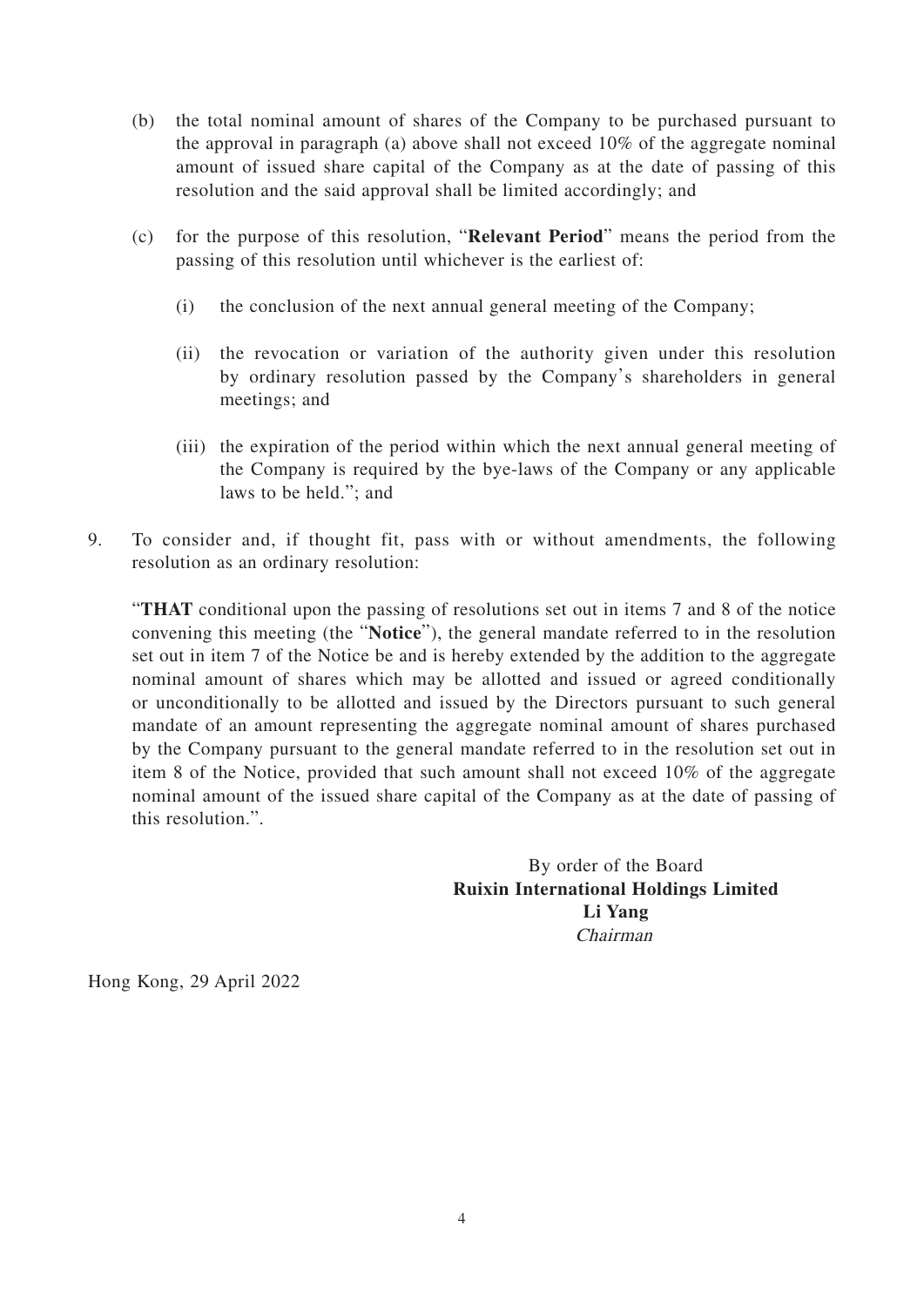(b) the total nominal amount of shares of the Company to be purchased pursuant to the approval in paragraph (a) above shall not exceed 10% of the aggregate nominal amount of issued share capital of the Company as at the date of passing of this resolution and the said approval shall be limited accordingly; and

(c) for the purpose of this resolution, "**Relevant Period**" means the period from the passing of this resolution until whichever is the earliest of:

  (i) the conclusion of the next annual general meeting of the Company;

  (ii) the revocation or variation of the authority given under this resolution by ordinary resolution passed by the Company's shareholders in general meetings; and

  (iii) the expiration of the period within which the next annual general meeting of the Company is required by the bye-laws of the Company or any applicable laws to be held."; and

9. To consider and, if thought fit, pass with or without amendments, the following resolution as an ordinary resolution:

   "**THAT** conditional upon the passing of resolutions set out in items 7 and 8 of the notice convening this meeting (the "**Notice**"), the general mandate referred to in the resolution set out in item 7 of the Notice be and is hereby extended by the addition to the aggregate nominal amount of shares which may be allotted and issued or agreed conditionally or unconditionally to be allotted and issued by the Directors pursuant to such general mandate of an amount representing the aggregate nominal amount of shares purchased by the Company pursuant to the general mandate referred to in the resolution set out in item 8 of the Notice, provided that such amount shall not exceed 10% of the aggregate nominal amount of the issued share capital of the Company as at the date of passing of this resolution.".

By order of the Board
**Ruixin International Holdings Limited**
**Li Yang**
*Chairman*

Hong Kong, 29 April 2022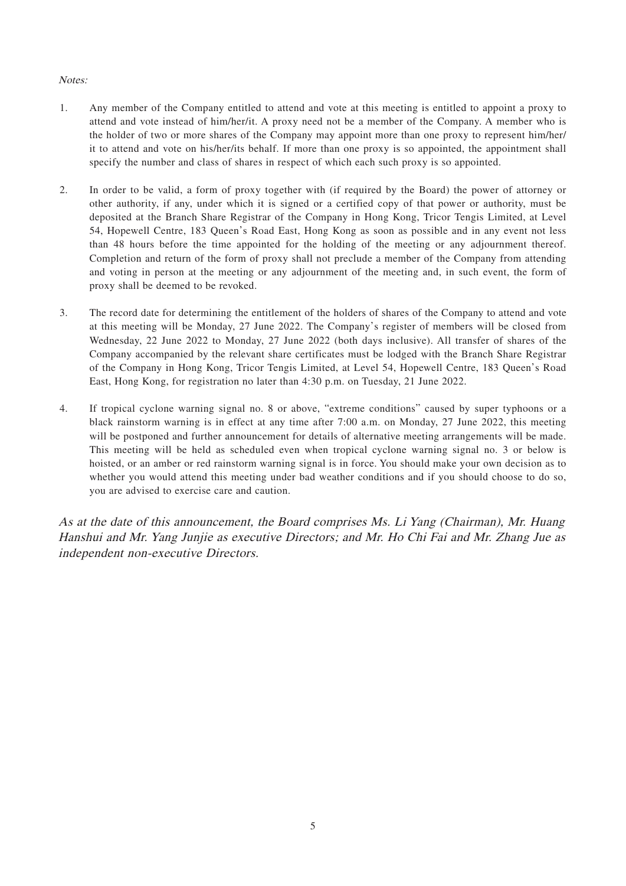*Notes:*

1. Any member of the Company entitled to attend and vote at this meeting is entitled to appoint a proxy to attend and vote instead of him/her/it. A proxy need not be a member of the Company. A member who is the holder of two or more shares of the Company may appoint more than one proxy to represent him/her/it to attend and vote on his/her/its behalf. If more than one proxy is so appointed, the appointment shall specify the number and class of shares in respect of which each such proxy is so appointed.

2. In order to be valid, a form of proxy together with (if required by the Board) the power of attorney or other authority, if any, under which it is signed or a certified copy of that power or authority, must be deposited at the Branch Share Registrar of the Company in Hong Kong, Tricor Tengis Limited, at Level 54, Hopewell Centre, 183 Queen's Road East, Hong Kong as soon as possible and in any event not less than 48 hours before the time appointed for the holding of the meeting or any adjournment thereof. Completion and return of the form of proxy shall not preclude a member of the Company from attending and voting in person at the meeting or any adjournment of the meeting and, in such event, the form of proxy shall be deemed to be revoked.

3. The record date for determining the entitlement of the holders of shares of the Company to attend and vote at this meeting will be Monday, 27 June 2022. The Company's register of members will be closed from Wednesday, 22 June 2022 to Monday, 27 June 2022 (both days inclusive). All transfer of shares of the Company accompanied by the relevant share certificates must be lodged with the Branch Share Registrar of the Company in Hong Kong, Tricor Tengis Limited, at Level 54, Hopewell Centre, 183 Queen's Road East, Hong Kong, for registration no later than 4:30 p.m. on Tuesday, 21 June 2022.

4. If tropical cyclone warning signal no. 8 or above, "extreme conditions" caused by super typhoons or a black rainstorm warning is in effect at any time after 7:00 a.m. on Monday, 27 June 2022, this meeting will be postponed and further announcement for details of alternative meeting arrangements will be made. This meeting will be held as scheduled even when tropical cyclone warning signal no. 3 or below is hoisted, or an amber or red rainstorm warning signal is in force. You should make your own decision as to whether you would attend this meeting under bad weather conditions and if you should choose to do so, you are advised to exercise care and caution.

*As at the date of this announcement, the Board comprises Ms. Li Yang (Chairman), Mr. Huang Hanshui and Mr. Yang Junjie as executive Directors; and Mr. Ho Chi Fai and Mr. Zhang Jue as independent non-executive Directors.*